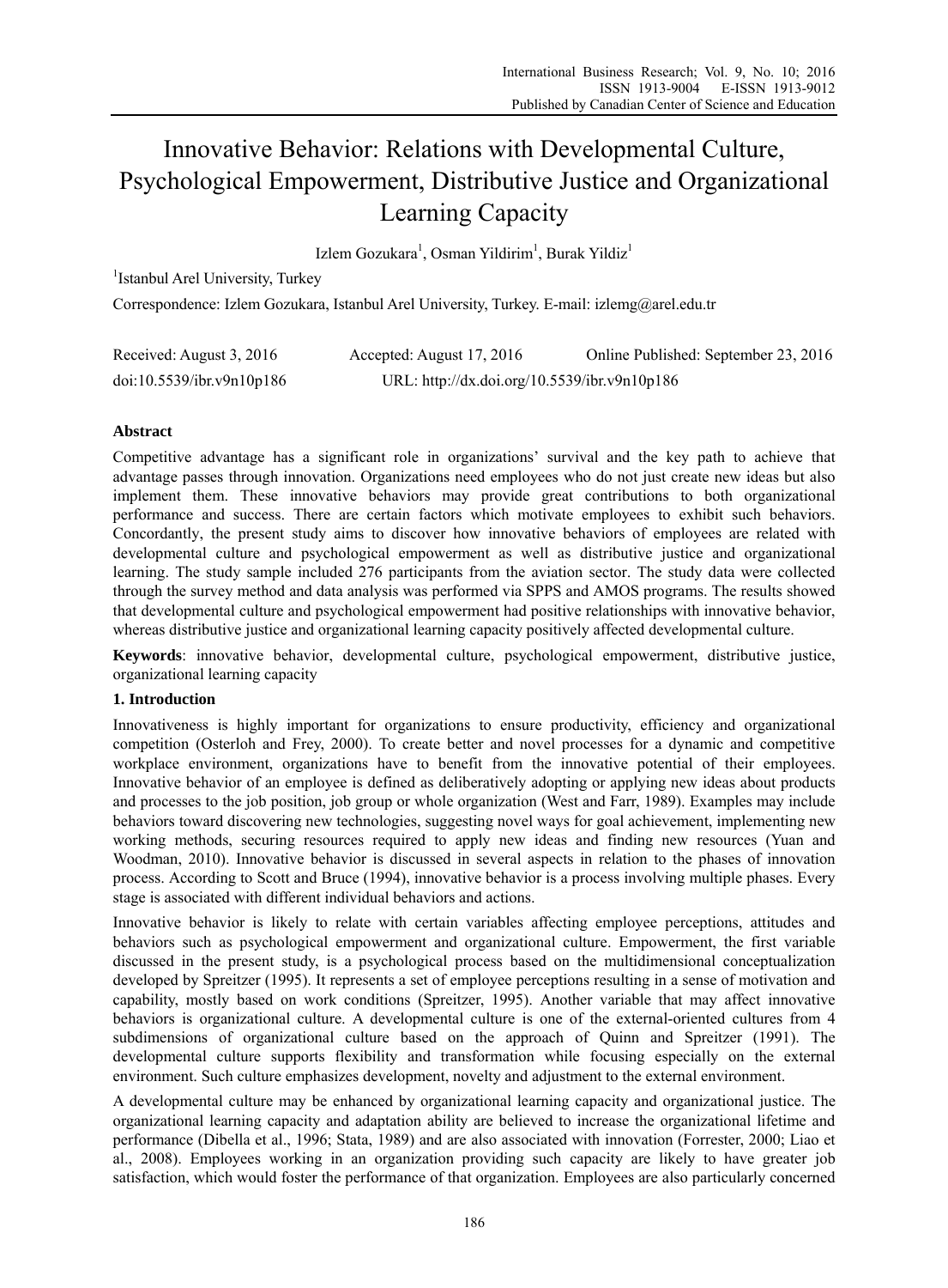# Innovative Behavior: Relations with Developmental Culture, Psychological Empowerment, Distributive Justice and Organizational Learning Capacity

Izlem Gozukara[1], Osman Yildirim[1], Burak Yildiz[1]

[1]Istanbul Arel University, Turkey

Correspondence: Izlem Gozukara, Istanbul Arel University, Turkey. E-mail: izlemg@arel.edu.tr

Received: August 3, 2016 Accepted: August 17, 2016 Online Published: September 23, 2016

doi:10.5539/ibr.v9n10p186 URL: http://dx.doi.org/10.5539/ibr.v9n10p186

## Abstract

Competitive advantage has a significant role in organizations' survival and the key path to achieve that advantage passes through innovation. Organizations need employees who do not just create new ideas but also implement them. These innovative behaviors may provide great contributions to both organizational performance and success. There are certain factors which motivate employees to exhibit such behaviors. Concordantly, the present study aims to discover how innovative behaviors of employees are related with developmental culture and psychological empowerment as well as distributive justice and organizational learning. The study sample included 276 participants from the aviation sector. The study data were collected through the survey method and data analysis was performed via SPPS and AMOS programs. The results showed that developmental culture and psychological empowerment had positive relationships with innovative behavior, whereas distributive justice and organizational learning capacity positively affected developmental culture.

**Keywords**: innovative behavior, developmental culture, psychological empowerment, distributive justice, organizational learning capacity

## 1. Introduction

Innovativeness is highly important for organizations to ensure productivity, efficiency and organizational competition (Osterloh and Frey, 2000). To create better and novel processes for a dynamic and competitive workplace environment, organizations have to benefit from the innovative potential of their employees. Innovative behavior of an employee is defined as deliberatively adopting or applying new ideas about products and processes to the job position, job group or whole organization (West and Farr, 1989). Examples may include behaviors toward discovering new technologies, suggesting novel ways for goal achievement, implementing new working methods, securing resources required to apply new ideas and finding new resources (Yuan and Woodman, 2010). Innovative behavior is discussed in several aspects in relation to the phases of innovation process. According to Scott and Bruce (1994), innovative behavior is a process involving multiple phases. Every stage is associated with different individual behaviors and actions.

Innovative behavior is likely to relate with certain variables affecting employee perceptions, attitudes and behaviors such as psychological empowerment and organizational culture. Empowerment, the first variable discussed in the present study, is a psychological process based on the multidimensional conceptualization developed by Spreitzer (1995). It represents a set of employee perceptions resulting in a sense of motivation and capability, mostly based on work conditions (Spreitzer, 1995). Another variable that may affect innovative behaviors is organizational culture. A developmental culture is one of the external-oriented cultures from 4 subdimensions of organizational culture based on the approach of Quinn and Spreitzer (1991). The developmental culture supports flexibility and transformation while focusing especially on the external environment. Such culture emphasizes development, novelty and adjustment to the external environment.

A developmental culture may be enhanced by organizational learning capacity and organizational justice. The organizational learning capacity and adaptation ability are believed to increase the organizational lifetime and performance (Dibella et al., 1996; Stata, 1989) and are also associated with innovation (Forrester, 2000; Liao et al., 2008). Employees working in an organization providing such capacity are likely to have greater job satisfaction, which would foster the performance of that organization. Employees are also particularly concerned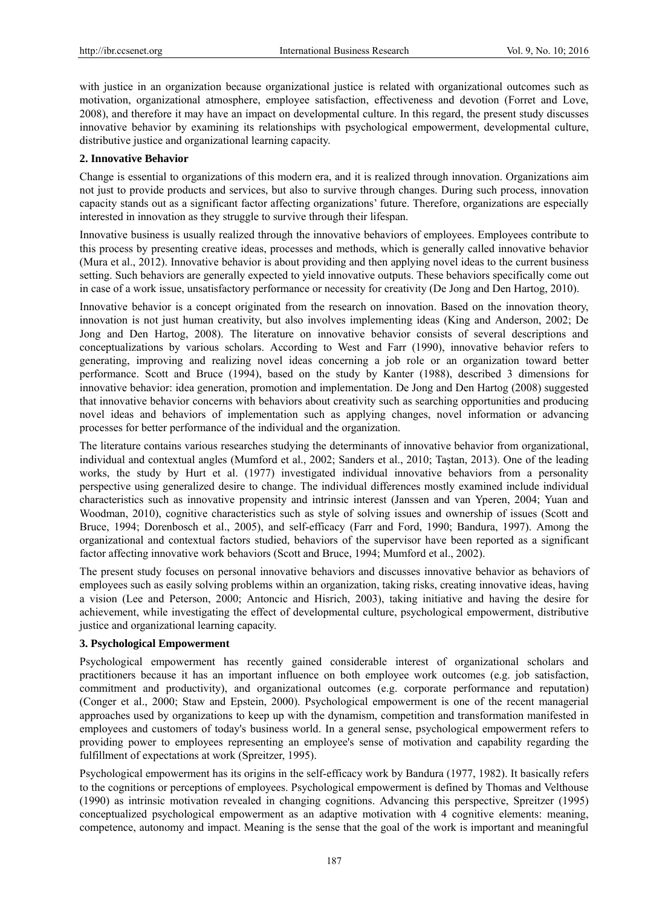with justice in an organization because organizational justice is related with organizational outcomes such as motivation, organizational atmosphere, employee satisfaction, effectiveness and devotion (Forret and Love, 2008), and therefore it may have an impact on developmental culture. In this regard, the present study discusses innovative behavior by examining its relationships with psychological empowerment, developmental culture, distributive justice and organizational learning capacity.

## 2. Innovative Behavior

Change is essential to organizations of this modern era, and it is realized through innovation. Organizations aim not just to provide products and services, but also to survive through changes. During such process, innovation capacity stands out as a significant factor affecting organizations' future. Therefore, organizations are especially interested in innovation as they struggle to survive through their lifespan.

Innovative business is usually realized through the innovative behaviors of employees. Employees contribute to this process by presenting creative ideas, processes and methods, which is generally called innovative behavior (Mura et al., 2012). Innovative behavior is about providing and then applying novel ideas to the current business setting. Such behaviors are generally expected to yield innovative outputs. These behaviors specifically come out in case of a work issue, unsatisfactory performance or necessity for creativity (De Jong and Den Hartog, 2010).

Innovative behavior is a concept originated from the research on innovation. Based on the innovation theory, innovation is not just human creativity, but also involves implementing ideas (King and Anderson, 2002; De Jong and Den Hartog, 2008). The literature on innovative behavior consists of several descriptions and conceptualizations by various scholars. According to West and Farr (1990), innovative behavior refers to generating, improving and realizing novel ideas concerning a job role or an organization toward better performance. Scott and Bruce (1994), based on the study by Kanter (1988), described 3 dimensions for innovative behavior: idea generation, promotion and implementation. De Jong and Den Hartog (2008) suggested that innovative behavior concerns with behaviors about creativity such as searching opportunities and producing novel ideas and behaviors of implementation such as applying changes, novel information or advancing processes for better performance of the individual and the organization.

The literature contains various researches studying the determinants of innovative behavior from organizational, individual and contextual angles (Mumford et al., 2002; Sanders et al., 2010; Taştan, 2013). One of the leading works, the study by Hurt et al. (1977) investigated individual innovative behaviors from a personality perspective using generalized desire to change. The individual differences mostly examined include individual characteristics such as innovative propensity and intrinsic interest (Janssen and van Yperen, 2004; Yuan and Woodman, 2010), cognitive characteristics such as style of solving issues and ownership of issues (Scott and Bruce, 1994; Dorenbosch et al., 2005), and self-efficacy (Farr and Ford, 1990; Bandura, 1997). Among the organizational and contextual factors studied, behaviors of the supervisor have been reported as a significant factor affecting innovative work behaviors (Scott and Bruce, 1994; Mumford et al., 2002).

The present study focuses on personal innovative behaviors and discusses innovative behavior as behaviors of employees such as easily solving problems within an organization, taking risks, creating innovative ideas, having a vision (Lee and Peterson, 2000; Antoncic and Hisrich, 2003), taking initiative and having the desire for achievement, while investigating the effect of developmental culture, psychological empowerment, distributive justice and organizational learning capacity.

## 3. Psychological Empowerment

Psychological empowerment has recently gained considerable interest of organizational scholars and practitioners because it has an important influence on both employee work outcomes (e.g. job satisfaction, commitment and productivity), and organizational outcomes (e.g. corporate performance and reputation) (Conger et al., 2000; Staw and Epstein, 2000). Psychological empowerment is one of the recent managerial approaches used by organizations to keep up with the dynamism, competition and transformation manifested in employees and customers of today's business world. In a general sense, psychological empowerment refers to providing power to employees representing an employee's sense of motivation and capability regarding the fulfillment of expectations at work (Spreitzer, 1995).

Psychological empowerment has its origins in the self-efficacy work by Bandura (1977, 1982). It basically refers to the cognitions or perceptions of employees. Psychological empowerment is defined by Thomas and Velthouse (1990) as intrinsic motivation revealed in changing cognitions. Advancing this perspective, Spreitzer (1995) conceptualized psychological empowerment as an adaptive motivation with 4 cognitive elements: meaning, competence, autonomy and impact. Meaning is the sense that the goal of the work is important and meaningful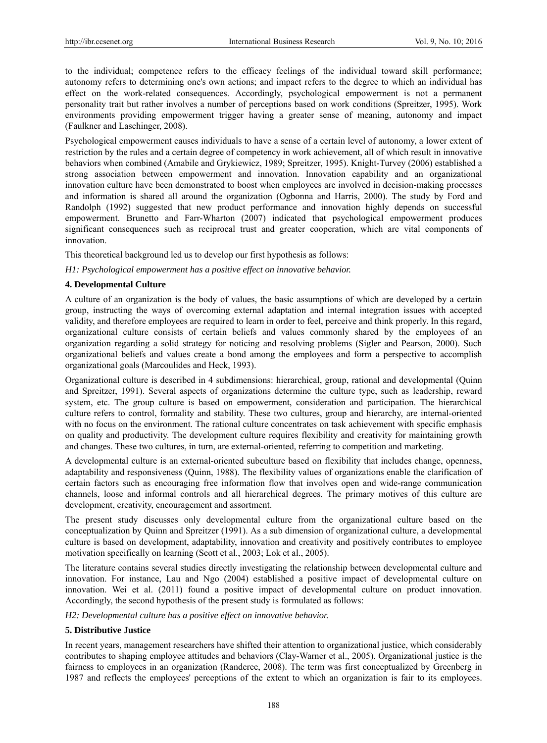to the individual; competence refers to the efficacy feelings of the individual toward skill performance; autonomy refers to determining one's own actions; and impact refers to the degree to which an individual has effect on the work-related consequences. Accordingly, psychological empowerment is not a permanent personality trait but rather involves a number of perceptions based on work conditions (Spreitzer, 1995). Work environments providing empowerment trigger having a greater sense of meaning, autonomy and impact (Faulkner and Laschinger, 2008).

Psychological empowerment causes individuals to have a sense of a certain level of autonomy, a lower extent of restriction by the rules and a certain degree of competency in work achievement, all of which result in innovative behaviors when combined (Amabile and Grykiewicz, 1989; Spreitzer, 1995). Knight-Turvey (2006) established a strong association between empowerment and innovation. Innovation capability and an organizational innovation culture have been demonstrated to boost when employees are involved in decision-making processes and information is shared all around the organization (Ogbonna and Harris, 2000). The study by Ford and Randolph (1992) suggested that new product performance and innovation highly depends on successful empowerment. Brunetto and Farr-Wharton (2007) indicated that psychological empowerment produces significant consequences such as reciprocal trust and greater cooperation, which are vital components of innovation.

This theoretical background led us to develop our first hypothesis as follows:

*H1: Psychological empowerment has a positive effect on innovative behavior.*

## 4. Developmental Culture

A culture of an organization is the body of values, the basic assumptions of which are developed by a certain group, instructing the ways of overcoming external adaptation and internal integration issues with accepted validity, and therefore employees are required to learn in order to feel, perceive and think properly. In this regard, organizational culture consists of certain beliefs and values commonly shared by the employees of an organization regarding a solid strategy for noticing and resolving problems (Sigler and Pearson, 2000). Such organizational beliefs and values create a bond among the employees and form a perspective to accomplish organizational goals (Marcoulides and Heck, 1993).

Organizational culture is described in 4 subdimensions: hierarchical, group, rational and developmental (Quinn and Spreitzer, 1991). Several aspects of organizations determine the culture type, such as leadership, reward system, etc. The group culture is based on empowerment, consideration and participation. The hierarchical culture refers to control, formality and stability. These two cultures, group and hierarchy, are internal-oriented with no focus on the environment. The rational culture concentrates on task achievement with specific emphasis on quality and productivity. The development culture requires flexibility and creativity for maintaining growth and changes. These two cultures, in turn, are external-oriented, referring to competition and marketing.

A developmental culture is an external-oriented subculture based on flexibility that includes change, openness, adaptability and responsiveness (Quinn, 1988). The flexibility values of organizations enable the clarification of certain factors such as encouraging free information flow that involves open and wide-range communication channels, loose and informal controls and all hierarchical degrees. The primary motives of this culture are development, creativity, encouragement and assortment.

The present study discusses only developmental culture from the organizational culture based on the conceptualization by Quinn and Spreitzer (1991). As a sub dimension of organizational culture, a developmental culture is based on development, adaptability, innovation and creativity and positively contributes to employee motivation specifically on learning (Scott et al., 2003; Lok et al., 2005).

The literature contains several studies directly investigating the relationship between developmental culture and innovation. For instance, Lau and Ngo (2004) established a positive impact of developmental culture on innovation. Wei et al. (2011) found a positive impact of developmental culture on product innovation. Accordingly, the second hypothesis of the present study is formulated as follows:

*H2: Developmental culture has a positive effect on innovative behavior.*

## 5. Distributive Justice

In recent years, management researchers have shifted their attention to organizational justice, which considerably contributes to shaping employee attitudes and behaviors (Clay-Warner et al., 2005). Organizational justice is the fairness to employees in an organization (Randeree, 2008). The term was first conceptualized by Greenberg in 1987 and reflects the employees' perceptions of the extent to which an organization is fair to its employees.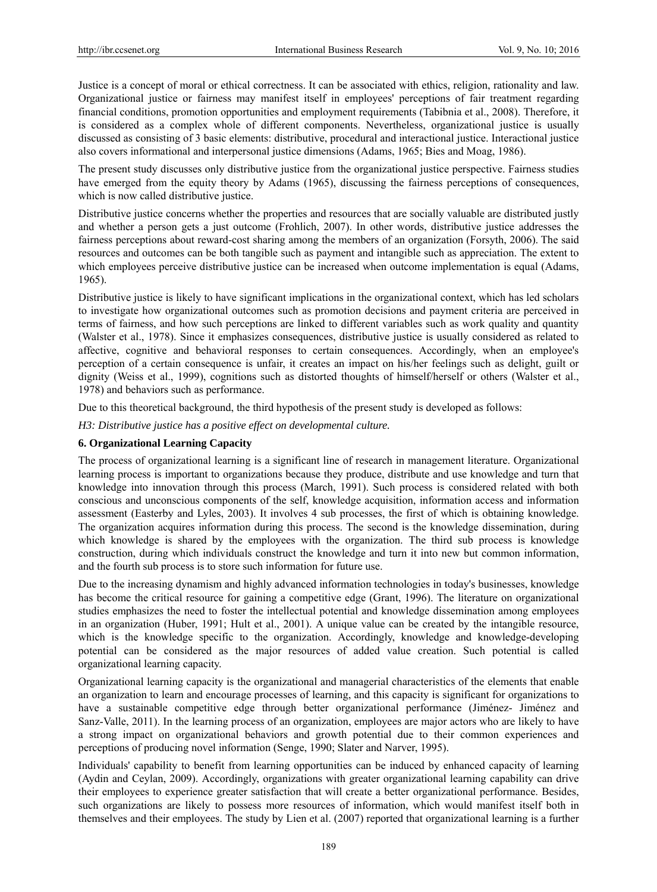Justice is a concept of moral or ethical correctness. It can be associated with ethics, religion, rationality and law. Organizational justice or fairness may manifest itself in employees' perceptions of fair treatment regarding financial conditions, promotion opportunities and employment requirements (Tabibnia et al., 2008). Therefore, it is considered as a complex whole of different components. Nevertheless, organizational justice is usually discussed as consisting of 3 basic elements: distributive, procedural and interactional justice. Interactional justice also covers informational and interpersonal justice dimensions (Adams, 1965; Bies and Moag, 1986).

The present study discusses only distributive justice from the organizational justice perspective. Fairness studies have emerged from the equity theory by Adams (1965), discussing the fairness perceptions of consequences, which is now called distributive justice.

Distributive justice concerns whether the properties and resources that are socially valuable are distributed justly and whether a person gets a just outcome (Frohlich, 2007). In other words, distributive justice addresses the fairness perceptions about reward-cost sharing among the members of an organization (Forsyth, 2006). The said resources and outcomes can be both tangible such as payment and intangible such as appreciation. The extent to which employees perceive distributive justice can be increased when outcome implementation is equal (Adams, 1965).

Distributive justice is likely to have significant implications in the organizational context, which has led scholars to investigate how organizational outcomes such as promotion decisions and payment criteria are perceived in terms of fairness, and how such perceptions are linked to different variables such as work quality and quantity (Walster et al., 1978). Since it emphasizes consequences, distributive justice is usually considered as related to affective, cognitive and behavioral responses to certain consequences. Accordingly, when an employee's perception of a certain consequence is unfair, it creates an impact on his/her feelings such as delight, guilt or dignity (Weiss et al., 1999), cognitions such as distorted thoughts of himself/herself or others (Walster et al., 1978) and behaviors such as performance.

Due to this theoretical background, the third hypothesis of the present study is developed as follows:

*H3: Distributive justice has a positive effect on developmental culture.*

### 6. Organizational Learning Capacity

The process of organizational learning is a significant line of research in management literature. Organizational learning process is important to organizations because they produce, distribute and use knowledge and turn that knowledge into innovation through this process (March, 1991). Such process is considered related with both conscious and unconscious components of the self, knowledge acquisition, information access and information assessment (Easterby and Lyles, 2003). It involves 4 sub processes, the first of which is obtaining knowledge. The organization acquires information during this process. The second is the knowledge dissemination, during which knowledge is shared by the employees with the organization. The third sub process is knowledge construction, during which individuals construct the knowledge and turn it into new but common information, and the fourth sub process is to store such information for future use.

Due to the increasing dynamism and highly advanced information technologies in today's businesses, knowledge has become the critical resource for gaining a competitive edge (Grant, 1996). The literature on organizational studies emphasizes the need to foster the intellectual potential and knowledge dissemination among employees in an organization (Huber, 1991; Hult et al., 2001). A unique value can be created by the intangible resource, which is the knowledge specific to the organization. Accordingly, knowledge and knowledge-developing potential can be considered as the major resources of added value creation. Such potential is called organizational learning capacity.

Organizational learning capacity is the organizational and managerial characteristics of the elements that enable an organization to learn and encourage processes of learning, and this capacity is significant for organizations to have a sustainable competitive edge through better organizational performance (Jiménez- Jiménez and Sanz-Valle, 2011). In the learning process of an organization, employees are major actors who are likely to have a strong impact on organizational behaviors and growth potential due to their common experiences and perceptions of producing novel information (Senge, 1990; Slater and Narver, 1995).

Individuals' capability to benefit from learning opportunities can be induced by enhanced capacity of learning (Aydin and Ceylan, 2009). Accordingly, organizations with greater organizational learning capability can drive their employees to experience greater satisfaction that will create a better organizational performance. Besides, such organizations are likely to possess more resources of information, which would manifest itself both in themselves and their employees. The study by Lien et al. (2007) reported that organizational learning is a further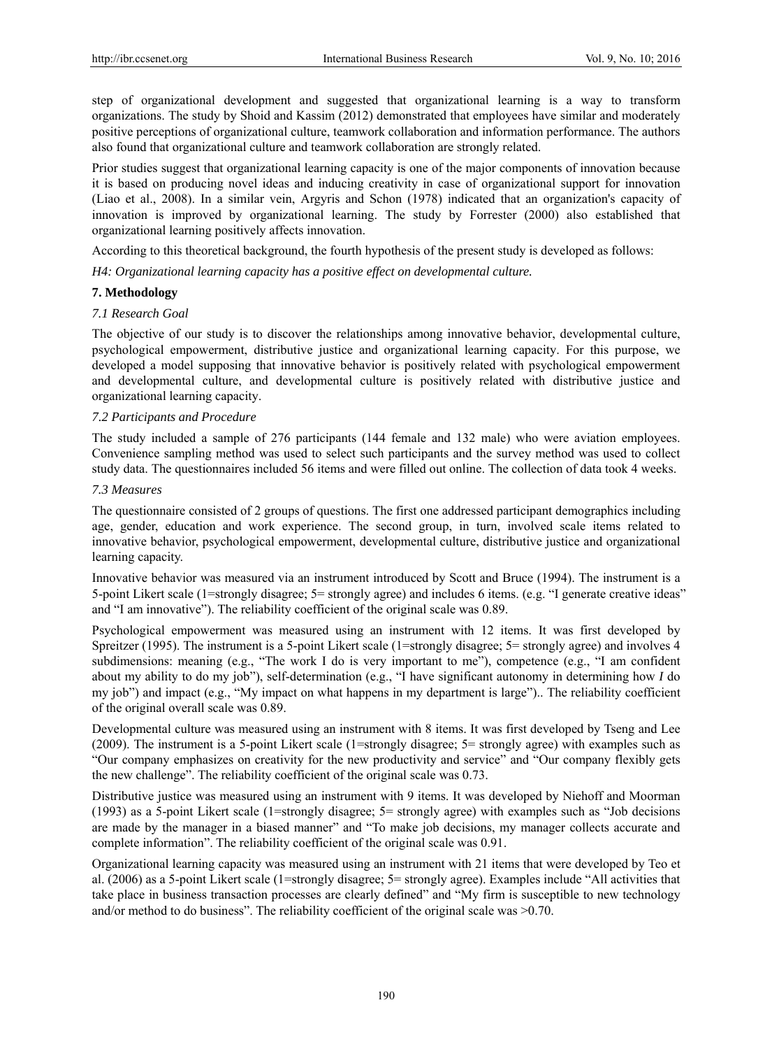step of organizational development and suggested that organizational learning is a way to transform organizations. The study by Shoid and Kassim (2012) demonstrated that employees have similar and moderately positive perceptions of organizational culture, teamwork collaboration and information performance. The authors also found that organizational culture and teamwork collaboration are strongly related.

Prior studies suggest that organizational learning capacity is one of the major components of innovation because it is based on producing novel ideas and inducing creativity in case of organizational support for innovation (Liao et al., 2008). In a similar vein, Argyris and Schon (1978) indicated that an organization's capacity of innovation is improved by organizational learning. The study by Forrester (2000) also established that organizational learning positively affects innovation.

According to this theoretical background, the fourth hypothesis of the present study is developed as follows:

*H4: Organizational learning capacity has a positive effect on developmental culture.*

## 7. Methodology

### *7.1 Research Goal*

The objective of our study is to discover the relationships among innovative behavior, developmental culture, psychological empowerment, distributive justice and organizational learning capacity. For this purpose, we developed a model supposing that innovative behavior is positively related with psychological empowerment and developmental culture, and developmental culture is positively related with distributive justice and organizational learning capacity.

### *7.2 Participants and Procedure*

The study included a sample of 276 participants (144 female and 132 male) who were aviation employees. Convenience sampling method was used to select such participants and the survey method was used to collect study data. The questionnaires included 56 items and were filled out online. The collection of data took 4 weeks.

### *7.3 Measures*

The questionnaire consisted of 2 groups of questions. The first one addressed participant demographics including age, gender, education and work experience. The second group, in turn, involved scale items related to innovative behavior, psychological empowerment, developmental culture, distributive justice and organizational learning capacity.

Innovative behavior was measured via an instrument introduced by Scott and Bruce (1994). The instrument is a 5-point Likert scale (1=strongly disagree; 5= strongly agree) and includes 6 items. (e.g. "I generate creative ideas" and "I am innovative"). The reliability coefficient of the original scale was 0.89.

Psychological empowerment was measured using an instrument with 12 items. It was first developed by Spreitzer (1995). The instrument is a 5-point Likert scale (1=strongly disagree; 5= strongly agree) and involves 4 subdimensions: meaning (e.g., "The work I do is very important to me"), competence (e.g., "I am confident about my ability to do my job"), self-determination (e.g., "I have significant autonomy in determining how *I* do my job") and impact (e.g., "My impact on what happens in my department is large").. The reliability coefficient of the original overall scale was 0.89.

Developmental culture was measured using an instrument with 8 items. It was first developed by Tseng and Lee (2009). The instrument is a 5-point Likert scale (1=strongly disagree; 5= strongly agree) with examples such as "Our company emphasizes on creativity for the new productivity and service" and "Our company flexibly gets the new challenge". The reliability coefficient of the original scale was 0.73.

Distributive justice was measured using an instrument with 9 items. It was developed by Niehoff and Moorman (1993) as a 5-point Likert scale (1=strongly disagree; 5= strongly agree) with examples such as "Job decisions are made by the manager in a biased manner" and "To make job decisions, my manager collects accurate and complete information". The reliability coefficient of the original scale was 0.91.

Organizational learning capacity was measured using an instrument with 21 items that were developed by Teo et al. (2006) as a 5-point Likert scale (1=strongly disagree; 5= strongly agree). Examples include "All activities that take place in business transaction processes are clearly defined" and "My firm is susceptible to new technology and/or method to do business". The reliability coefficient of the original scale was >0.70.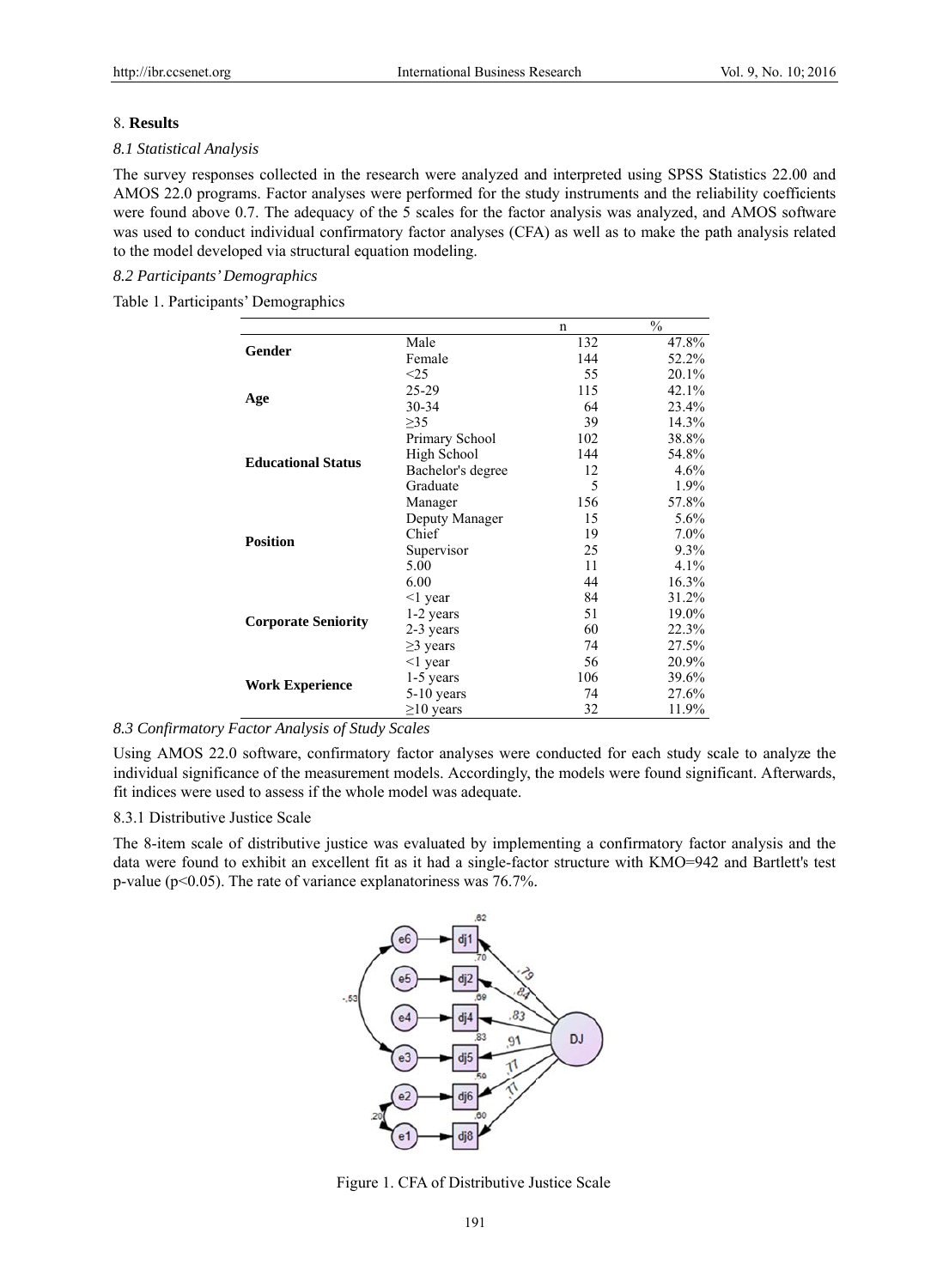## 8. **Results**

### *8.1 Statistical Analysis*

The survey responses collected in the research were analyzed and interpreted using SPSS Statistics 22.00 and AMOS 22.0 programs. Factor analyses were performed for the study instruments and the reliability coefficients were found above 0.7. The adequacy of the 5 scales for the factor analysis was analyzed, and AMOS software was used to conduct individual confirmatory factor analyses (CFA) as well as to make the path analysis related to the model developed via structural equation modeling.

### *8.2 Participants' Demographics*

Table 1. Participants' Demographics

| | | n | % |
|---|---|---|---|
| **Gender** | Male | 132 | 47.8% |
| | Female | 144 | 52.2% |
| **Age** | <25 | 55 | 20.1% |
| | 25-29 | 115 | 42.1% |
| | 30-34 | 64 | 23.4% |
| | ≥35 | 39 | 14.3% |
| **Educational Status** | Primary School | 102 | 38.8% |
| | High School | 144 | 54.8% |
| | Bachelor's degree | 12 | 4.6% |
| | Graduate | 5 | 1.9% |
| **Position** | Manager | 156 | 57.8% |
| | Deputy Manager | 15 | 5.6% |
| | Chief | 19 | 7.0% |
| | Supervisor | 25 | 9.3% |
| | 5.00 | 11 | 4.1% |
| | 6.00 | 44 | 16.3% |
| **Corporate Seniority** | <1 year | 84 | 31.2% |
| | 1-2 years | 51 | 19.0% |
| | 2-3 years | 60 | 22.3% |
| | ≥3 years | 74 | 27.5% |
| **Work Experience** | <1 year | 56 | 20.9% |
| | 1-5 years | 106 | 39.6% |
| | 5-10 years | 74 | 27.6% |
| | ≥10 years | 32 | 11.9% |

### *8.3 Confirmatory Factor Analysis of Study Scales*

Using AMOS 22.0 software, confirmatory factor analyses were conducted for each study scale to analyze the individual significance of the measurement models. Accordingly, the models were found significant. Afterwards, fit indices were used to assess if the whole model was adequate.

#### 8.3.1 Distributive Justice Scale

The 8-item scale of distributive justice was evaluated by implementing a confirmatory factor analysis and the data were found to exhibit an excellent fit as it had a single-factor structure with KMO=942 and Bartlett's test p-value ($p<0.05$). The rate of variance explanatoriness was 76.7%.

Figure 1. CFA of Distributive Justice Scale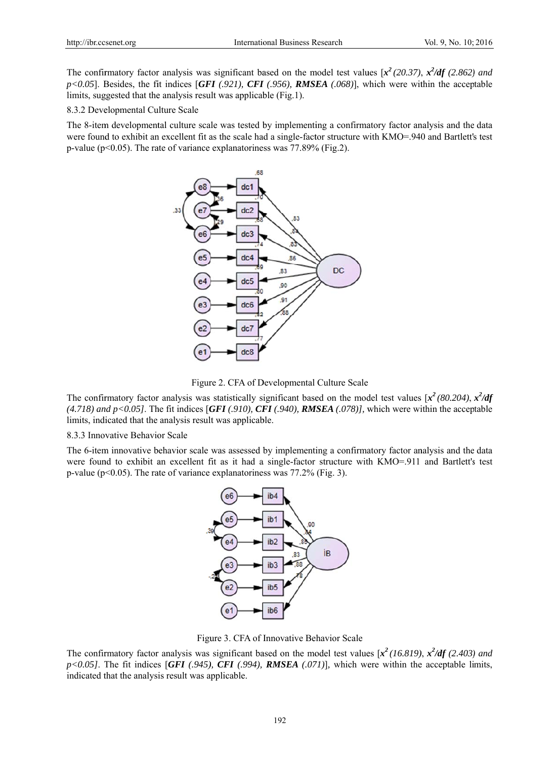The confirmatory factor analysis was significant based on the model test values [$x^2$ *(20.37)*, $x^2/df$ *(2.862) and p<0.05*]. Besides, the fit indices [***GFI*** *(.921),* ***CFI*** *(.956),* ***RMSEA*** *(.068)*], which were within the acceptable limits, suggested that the analysis result was applicable (Fig.1).

8.3.2 Developmental Culture Scale

The 8-item developmental culture scale was tested by implementing a confirmatory factor analysis and the data were found to exhibit an excellent fit as the scale had a single-factor structure with KMO=.940 and Bartlett's test p-value (p<0.05). The rate of variance explanatoriness was 77.89% (Fig.2).

Figure 2. CFA of Developmental Culture Scale

The confirmatory factor analysis was statistically significant based on the model test values [$x^2$ *(80.204)*, $x^2/df$ *(4.718) and p<0.05]*. The fit indices [***GFI*** *(.910),* ***CFI*** *(.940),* ***RMSEA*** *(.078)],* which were within the acceptable limits, indicated that the analysis result was applicable.

8.3.3 Innovative Behavior Scale

The 6-item innovative behavior scale was assessed by implementing a confirmatory factor analysis and the data were found to exhibit an excellent fit as it had a single-factor structure with KMO=.911 and Bartlett's test p-value (p<0.05). The rate of variance explanatoriness was 77.2% (Fig. 3).

Figure 3. CFA of Innovative Behavior Scale

The confirmatory factor analysis was significant based on the model test values [$x^2$ *(16.819)*, $x^2/df$ *(2.403) and p<0.05]*. The fit indices [***GFI*** *(.945),* ***CFI*** *(.994),* ***RMSEA*** *(.071)*], which were within the acceptable limits, indicated that the analysis result was applicable.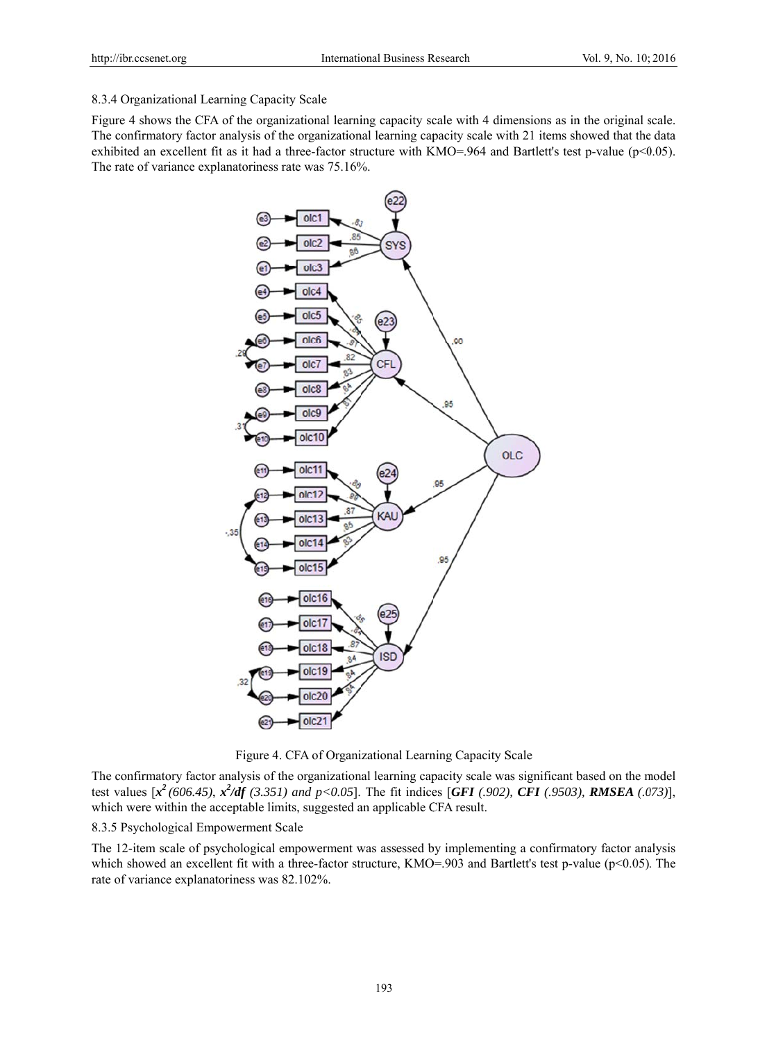8.3.4 Organizational Learning Capacity Scale

Figure 4 shows the CFA of the organizational learning capacity scale with 4 dimensions as in the original scale. The confirmatory factor analysis of the organizational learning capacity scale with 21 items showed that the data exhibited an excellent fit as it had a three-factor structure with KMO=.964 and Bartlett's test p-value ($p<0.05$). The rate of variance explanatoriness rate was 75.16%.

Figure 4. CFA of Organizational Learning Capacity Scale

The confirmatory factor analysis of the organizational learning capacity scale was significant based on the model test values [$x^2$ *(606.45)*, $x^2$***/df*** *(3.351) and* $p<0.05$]. The fit indices [***GFI*** *(.902),* ***CFI*** *(.9503),* ***RMSEA*** *(.073)*], which were within the acceptable limits, suggested an applicable CFA result.

8.3.5 Psychological Empowerment Scale

The 12-item scale of psychological empowerment was assessed by implementing a confirmatory factor analysis which showed an excellent fit with a three-factor structure, KMO=.903 and Bartlett's test p-value ($p<0.05$). The rate of variance explanatoriness was 82.102%.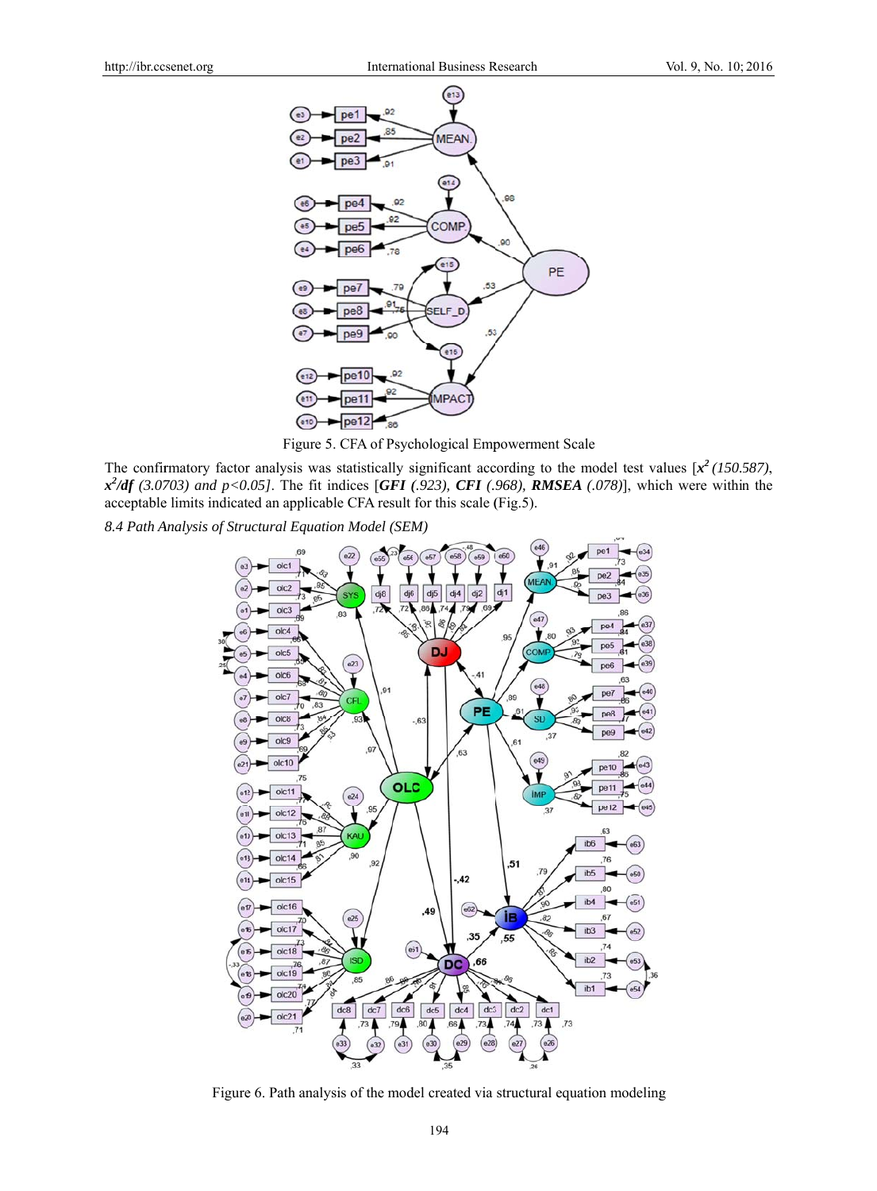Figure 5. CFA of Psychological Empowerment Scale

The confirmatory factor analysis was statistically significant according to the model test values [$x^2$ *(150.587)*, $x^2/df$ *(3.0703) and p<0.05]*. The fit indices [***GFI*** *(.923)*, ***CFI*** *(.968)*, ***RMSEA*** *(.078)*], which were within the acceptable limits indicated an applicable CFA result for this scale (Fig.5).

*8.4 Path Analysis of Structural Equation Model (SEM)*

Figure 6. Path analysis of the model created via structural equation modeling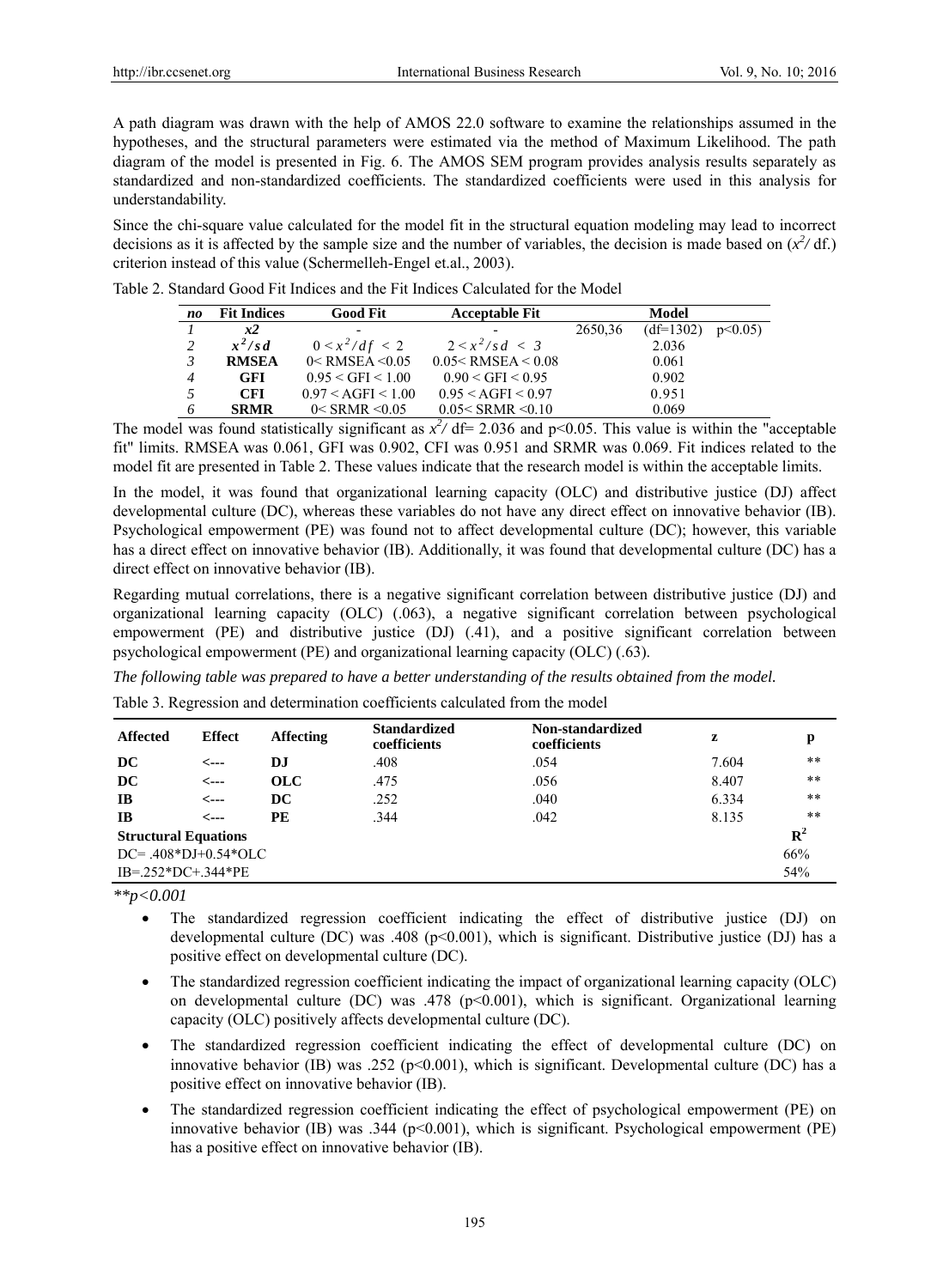A path diagram was drawn with the help of AMOS 22.0 software to examine the relationships assumed in the hypotheses, and the structural parameters were estimated via the method of Maximum Likelihood. The path diagram of the model is presented in Fig. 6. The AMOS SEM program provides analysis results separately as standardized and non-standardized coefficients. The standardized coefficients were used in this analysis for understandability.

Since the chi-square value calculated for the model fit in the structural equation modeling may lead to incorrect decisions as it is affected by the sample size and the number of variables, the decision is made based on ($x^2$/ df.) criterion instead of this value (Schermelleh-Engel et.al., 2003).

Table 2. Standard Good Fit Indices and the Fit Indices Calculated for the Model

| *no* | Fit Indices | Good Fit | Acceptable Fit | Model | | |
|---|---|---|---|---|---|---|
| *1* | *x2* | - | - | 2650,36 | (df=1302) | p<0.05) |
| *2* | $x^2/sd$ | $0 < x^2/df < 2$ | $2 < x^2/sd < 3$ | | 2.036 | |
| *3* | RMSEA | 0< RMSEA <0.05 | 0.05< RMSEA < 0.08 | | 0.061 | |
| *4* | GFI | 0.95 < GFI < 1.00 | 0.90 < GFI < 0.95 | | 0.902 | |
| *5* | CFI | 0.97 < AGFI < 1.00 | 0.95 < AGFI < 0.97 | | 0.951 | |
| *6* | SRMR | 0< SRMR <0.05 | 0.05< SRMR <0.10 | | 0.069 | |

The model was found statistically significant as $x^2$/ df= 2.036 and p<0.05. This value is within the "acceptable fit" limits. RMSEA was 0.061, GFI was 0.902, CFI was 0.951 and SRMR was 0.069. Fit indices related to the model fit are presented in Table 2. These values indicate that the research model is within the acceptable limits.

In the model, it was found that organizational learning capacity (OLC) and distributive justice (DJ) affect developmental culture (DC), whereas these variables do not have any direct effect on innovative behavior (IB). Psychological empowerment (PE) was found not to affect developmental culture (DC); however, this variable has a direct effect on innovative behavior (IB). Additionally, it was found that developmental culture (DC) has a direct effect on innovative behavior (IB).

Regarding mutual correlations, there is a negative significant correlation between distributive justice (DJ) and organizational learning capacity (OLC) (.063), a negative significant correlation between psychological empowerment (PE) and distributive justice (DJ) (.41), and a positive significant correlation between psychological empowerment (PE) and organizational learning capacity (OLC) (.63).

*The following table was prepared to have a better understanding of the results obtained from the model.*

Table 3. Regression and determination coefficients calculated from the model

| Affected | Effect | Affecting | Standardized coefficients | Non-standardized coefficients | z | p |
|---|---|---|---|---|---|---|
| **DC** | <--- | **DJ** | .408 | .054 | 7.604 | ** |
| **DC** | <--- | **OLC** | .475 | .056 | 8.407 | ** |
| **IB** | <--- | **DC** | .252 | .040 | 6.334 | ** |
| **IB** | <--- | **PE** | .344 | .042 | 8.135 | ** |
| **Structural Equations** | | | | | | $R^2$ |
| DC= .408\*DJ+0.54\*OLC | | | | | | 66% |
| IB=.252\*DC+.344\*PE | | | | | | 54% |

*\*\*p<0.001*

- The standardized regression coefficient indicating the effect of distributive justice (DJ) on developmental culture (DC) was .408 (p<0.001), which is significant. Distributive justice (DJ) has a positive effect on developmental culture (DC).
- The standardized regression coefficient indicating the impact of organizational learning capacity (OLC) on developmental culture (DC) was .478 (p<0.001), which is significant. Organizational learning capacity (OLC) positively affects developmental culture (DC).
- The standardized regression coefficient indicating the effect of developmental culture (DC) on innovative behavior (IB) was .252 (p<0.001), which is significant. Developmental culture (DC) has a positive effect on innovative behavior (IB).
- The standardized regression coefficient indicating the effect of psychological empowerment (PE) on innovative behavior (IB) was .344 (p<0.001), which is significant. Psychological empowerment (PE) has a positive effect on innovative behavior (IB).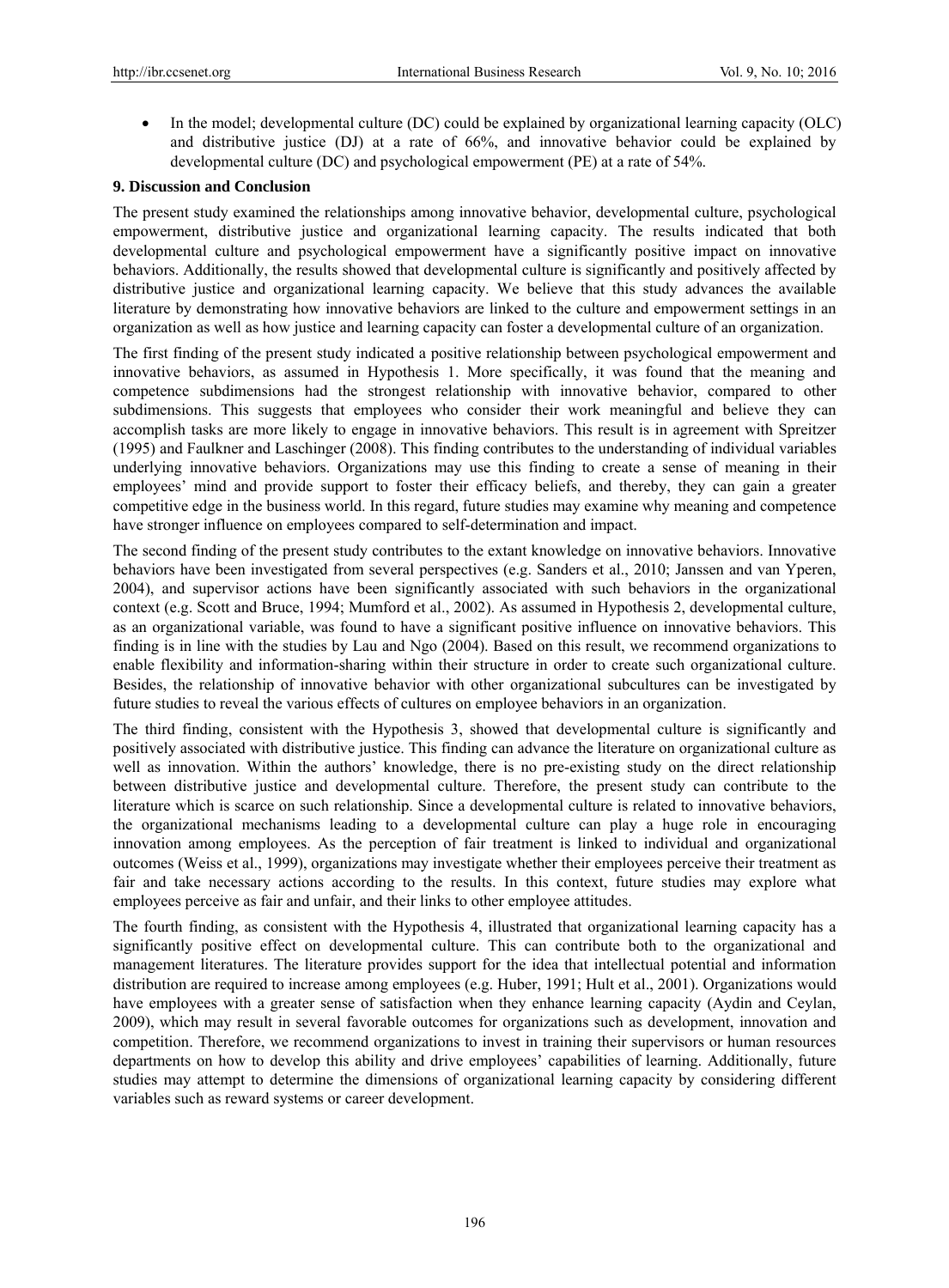- In the model; developmental culture (DC) could be explained by organizational learning capacity (OLC) and distributive justice (DJ) at a rate of 66%, and innovative behavior could be explained by developmental culture (DC) and psychological empowerment (PE) at a rate of 54%.

## 9. Discussion and Conclusion

The present study examined the relationships among innovative behavior, developmental culture, psychological empowerment, distributive justice and organizational learning capacity. The results indicated that both developmental culture and psychological empowerment have a significantly positive impact on innovative behaviors. Additionally, the results showed that developmental culture is significantly and positively affected by distributive justice and organizational learning capacity. We believe that this study advances the available literature by demonstrating how innovative behaviors are linked to the culture and empowerment settings in an organization as well as how justice and learning capacity can foster a developmental culture of an organization.

The first finding of the present study indicated a positive relationship between psychological empowerment and innovative behaviors, as assumed in Hypothesis 1. More specifically, it was found that the meaning and competence subdimensions had the strongest relationship with innovative behavior, compared to other subdimensions. This suggests that employees who consider their work meaningful and believe they can accomplish tasks are more likely to engage in innovative behaviors. This result is in agreement with Spreitzer (1995) and Faulkner and Laschinger (2008). This finding contributes to the understanding of individual variables underlying innovative behaviors. Organizations may use this finding to create a sense of meaning in their employees' mind and provide support to foster their efficacy beliefs, and thereby, they can gain a greater competitive edge in the business world. In this regard, future studies may examine why meaning and competence have stronger influence on employees compared to self-determination and impact.

The second finding of the present study contributes to the extant knowledge on innovative behaviors. Innovative behaviors have been investigated from several perspectives (e.g. Sanders et al., 2010; Janssen and van Yperen, 2004), and supervisor actions have been significantly associated with such behaviors in the organizational context (e.g. Scott and Bruce, 1994; Mumford et al., 2002). As assumed in Hypothesis 2, developmental culture, as an organizational variable, was found to have a significant positive influence on innovative behaviors. This finding is in line with the studies by Lau and Ngo (2004). Based on this result, we recommend organizations to enable flexibility and information-sharing within their structure in order to create such organizational culture. Besides, the relationship of innovative behavior with other organizational subcultures can be investigated by future studies to reveal the various effects of cultures on employee behaviors in an organization.

The third finding, consistent with the Hypothesis 3, showed that developmental culture is significantly and positively associated with distributive justice. This finding can advance the literature on organizational culture as well as innovation. Within the authors' knowledge, there is no pre-existing study on the direct relationship between distributive justice and developmental culture. Therefore, the present study can contribute to the literature which is scarce on such relationship. Since a developmental culture is related to innovative behaviors, the organizational mechanisms leading to a developmental culture can play a huge role in encouraging innovation among employees. As the perception of fair treatment is linked to individual and organizational outcomes (Weiss et al., 1999), organizations may investigate whether their employees perceive their treatment as fair and take necessary actions according to the results. In this context, future studies may explore what employees perceive as fair and unfair, and their links to other employee attitudes.

The fourth finding, as consistent with the Hypothesis 4, illustrated that organizational learning capacity has a significantly positive effect on developmental culture. This can contribute both to the organizational and management literatures. The literature provides support for the idea that intellectual potential and information distribution are required to increase among employees (e.g. Huber, 1991; Hult et al., 2001). Organizations would have employees with a greater sense of satisfaction when they enhance learning capacity (Aydin and Ceylan, 2009), which may result in several favorable outcomes for organizations such as development, innovation and competition. Therefore, we recommend organizations to invest in training their supervisors or human resources departments on how to develop this ability and drive employees' capabilities of learning. Additionally, future studies may attempt to determine the dimensions of organizational learning capacity by considering different variables such as reward systems or career development.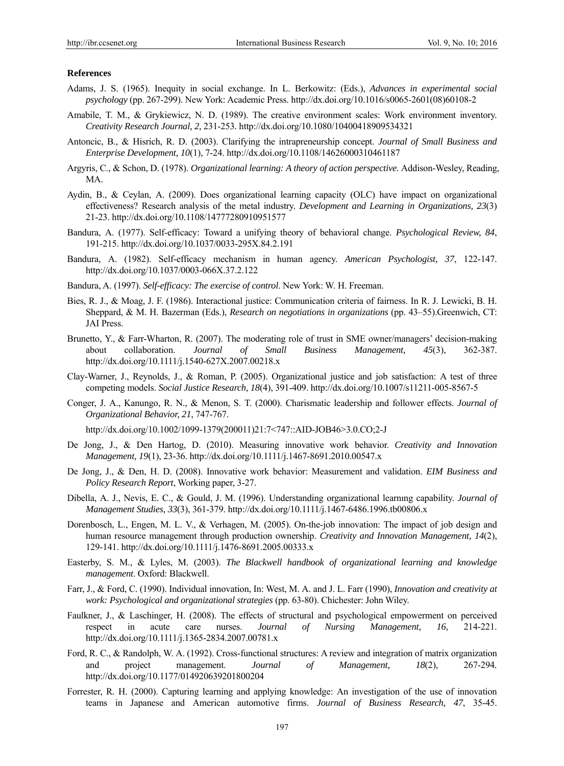**References**

Adams, J. S. (1965). Inequity in social exchange. In L. Berkowitz: (Eds.), *Advances in experimental social psychology* (pp. 267-299). New York: Academic Press. http://dx.doi.org/10.1016/s0065-2601(08)60108-2

Amabile, T. M., & Grykiewicz, N. D. (1989). The creative environment scales: Work environment inventory. *Creativity Research Journal, 2,* 231-253. http://dx.doi.org/10.1080/10400418909534321

Antoncic, B., & Hisrich, R. D. (2003). Clarifying the intrapreneurship concept. *Journal of Small Business and Enterprise Development, 10*(1), 7-24. http://dx.doi.org/10.1108/14626000310461187

Argyris, C., & Schon, D. (1978). *Organizational learning: A theory of action perspective*. Addison-Wesley, Reading, MA.

Aydin, B., & Ceylan, A. (2009). Does organizational learning capacity (OLC) have impact on organizational effectiveness? Research analysis of the metal industry. *Development and Learning in Organizations, 23*(3) 21-23. http://dx.doi.org/10.1108/14777280910951577

Bandura, A. (1977). Self-efficacy: Toward a unifying theory of behavioral change. *Psychological Review, 84*, 191-215. http://dx.doi.org/10.1037/0033-295X.84.2.191

Bandura, A. (1982). Self-efficacy mechanism in human agency. *American Psychologist, 37*, 122-147. http://dx.doi.org/10.1037/0003-066X.37.2.122

Bandura, A. (1997). *Self-efficacy: The exercise of control*. New York: W. H. Freeman.

Bies, R. J., & Moag, J. F. (1986). Interactional justice: Communication criteria of fairness. In R. J. Lewicki, B. H. Sheppard, & M. H. Bazerman (Eds.), *Research on negotiations in organizations* (pp. 43–55).Greenwich, CT: JAI Press.

Brunetto, Y., & Farr-Wharton, R. (2007). The moderating role of trust in SME owner/managers' decision-making about collaboration. *Journal of Small Business Management, 45*(3), 362-387. http://dx.doi.org/10.1111/j.1540-627X.2007.00218.x

Clay-Warner, J., Reynolds, J., & Roman, P. (2005). Organizational justice and job satisfaction: A test of three competing models. *Social Justice Research, 18*(4), 391-409. http://dx.doi.org/10.1007/s11211-005-8567-5

Conger, J. A., Kanungo, R. N., & Menon, S. T. (2000). Charismatic leadership and follower effects. *Journal of Organizational Behavior, 21*, 747-767. http://dx.doi.org/10.1002/1099-1379(200011)21:7<747::AID-JOB46>3.0.CO;2-J

De Jong, J., & Den Hartog, D. (2010). Measuring innovative work behavior. *Creativity and Innovation Management, 19*(1), 23-36. http://dx.doi.org/10.1111/j.1467-8691.2010.00547.x

De Jong, J., & Den, H. D. (2008). Innovative work behavior: Measurement and validation. *EIM Business and Policy Research Report*, Working paper, 3-27.

Dibella, A. J., Nevis, E. C., & Gould, J. M. (1996). Understanding organizational learnıng capability. *Journal of Management Studies, 33*(3), 361-379. http://dx.doi.org/10.1111/j.1467-6486.1996.tb00806.x

Dorenbosch, L., Engen, M. L. V., & Verhagen, M. (2005). On-the-job innovation: The impact of job design and human resource management through production ownership. *Creativity and Innovation Management, 14*(2), 129-141. http://dx.doi.org/10.1111/j.1476-8691.2005.00333.x

Easterby, S. M., & Lyles, M. (2003). *The Blackwell handbook of organizational learning and knowledge management*. Oxford: Blackwell.

Farr, J., & Ford, C. (1990). Individual innovation, In: West, M. A. and J. L. Farr (1990), *Innovation and creativity at work: Psychological and organizational strategies* (pp. 63-80). Chichester: John Wiley.

Faulkner, J., & Laschinger, H. (2008). The effects of structural and psychological empowerment on perceived respect in acute care nurses. *Journal of Nursing Management, 16*, 214-221. http://dx.doi.org/10.1111/j.1365-2834.2007.00781.x

Ford, R. C., & Randolph, W. A. (1992). Cross-functional structures: A review and integration of matrix organization and project management. *Journal of Management, 18*(2), 267-294. http://dx.doi.org/10.1177/014920639201800204

Forrester, R. H. (2000). Capturing learning and applying knowledge: An investigation of the use of innovation teams in Japanese and American automotive firms. *Journal of Business Research, 47*, 35-45.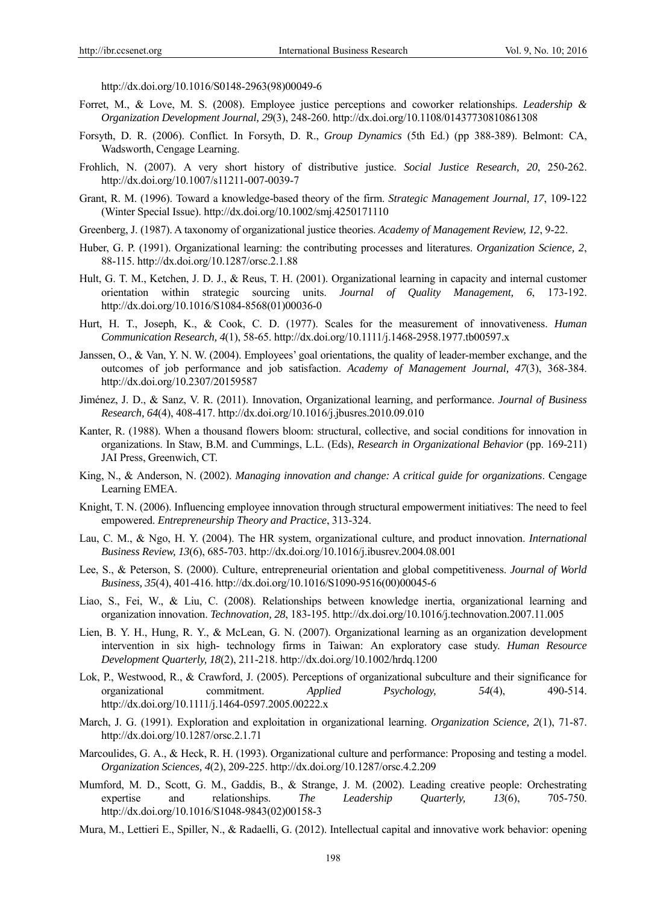http://dx.doi.org/10.1016/S0148-2963(98)00049-6

Forret, M., & Love, M. S. (2008). Employee justice perceptions and coworker relationships. *Leadership & Organization Development Journal, 29*(3), 248-260. http://dx.doi.org/10.1108/01437730810861308

Forsyth, D. R. (2006). Conflict. In Forsyth, D. R., *Group Dynamics* (5th Ed.) (pp 388-389). Belmont: CA, Wadsworth, Cengage Learning.

Frohlich, N. (2007). A very short history of distributive justice. *Social Justice Research, 20*, 250-262. http://dx.doi.org/10.1007/s11211-007-0039-7

Grant, R. M. (1996). Toward a knowledge-based theory of the firm. *Strategic Management Journal, 17*, 109-122 (Winter Special Issue). http://dx.doi.org/10.1002/smj.4250171110

Greenberg, J. (1987). A taxonomy of organizational justice theories. *Academy of Management Review, 12*, 9-22.

Huber, G. P. (1991). Organizational learning: the contributing processes and literatures. *Organization Science, 2*, 88-115. http://dx.doi.org/10.1287/orsc.2.1.88

Hult, G. T. M., Ketchen, J. D. J., & Reus, T. H. (2001). Organizational learning in capacity and internal customer orientation within strategic sourcing units. *Journal of Quality Management, 6*, 173-192. http://dx.doi.org/10.1016/S1084-8568(01)00036-0

Hurt, H. T., Joseph, K., & Cook, C. D. (1977). Scales for the measurement of innovativeness. *Human Communication Research, 4*(1), 58-65. http://dx.doi.org/10.1111/j.1468-2958.1977.tb00597.x

Janssen, O., & Van, Y. N. W. (2004). Employees' goal orientations, the quality of leader-member exchange, and the outcomes of job performance and job satisfaction. *Academy of Management Journal, 47*(3), 368-384. http://dx.doi.org/10.2307/20159587

Jiménez, J. D., & Sanz, V. R. (2011). Innovation, Organizational learning, and performance. *Journal of Business Research, 64*(4), 408-417. http://dx.doi.org/10.1016/j.jbusres.2010.09.010

Kanter, R. (1988). When a thousand flowers bloom: structural, collective, and social conditions for innovation in organizations. In Staw, B.M. and Cummings, L.L. (Eds), *Research in Organizational Behavior* (pp. 169-211) JAI Press, Greenwich, CT.

King, N., & Anderson, N. (2002). *Managing innovation and change: A critical guide for organizations*. Cengage Learning EMEA.

Knight, T. N. (2006). Influencing employee innovation through structural empowerment initiatives: The need to feel empowered. *Entrepreneurship Theory and Practice*, 313-324.

Lau, C. M., & Ngo, H. Y. (2004). The HR system, organizational culture, and product innovation. *International Business Review, 13*(6), 685-703. http://dx.doi.org/10.1016/j.ibusrev.2004.08.001

Lee, S., & Peterson, S. (2000). Culture, entrepreneurial orientation and global competitiveness. *Journal of World Business, 35*(4), 401-416. http://dx.doi.org/10.1016/S1090-9516(00)00045-6

Liao, S., Fei, W., & Liu, C. (2008). Relationships between knowledge inertia, organizational learning and organization innovation. *Technovation, 28*, 183-195. http://dx.doi.org/10.1016/j.technovation.2007.11.005

Lien, B. Y. H., Hung, R. Y., & McLean, G. N. (2007). Organizational learning as an organization development intervention in six high- technology firms in Taiwan: An exploratory case study. *Human Resource Development Quarterly, 18*(2), 211-218. http://dx.doi.org/10.1002/hrdq.1200

Lok, P., Westwood, R., & Crawford, J. (2005). Perceptions of organizational subculture and their significance for organizational commitment. *Applied Psychology, 54*(4), 490-514. http://dx.doi.org/10.1111/j.1464-0597.2005.00222.x

March, J. G. (1991). Exploration and exploitation in organizational learning. *Organization Science, 2*(1), 71-87. http://dx.doi.org/10.1287/orsc.2.1.71

Marcoulides, G. A., & Heck, R. H. (1993). Organizational culture and performance: Proposing and testing a model. *Organization Sciences, 4*(2), 209-225. http://dx.doi.org/10.1287/orsc.4.2.209

Mumford, M. D., Scott, G. M., Gaddis, B., & Strange, J. M. (2002). Leading creative people: Orchestrating expertise and relationships. *The Leadership Quarterly, 13*(6), 705-750. http://dx.doi.org/10.1016/S1048-9843(02)00158-3

Mura, M., Lettieri E., Spiller, N., & Radaelli, G. (2012). Intellectual capital and innovative work behavior: opening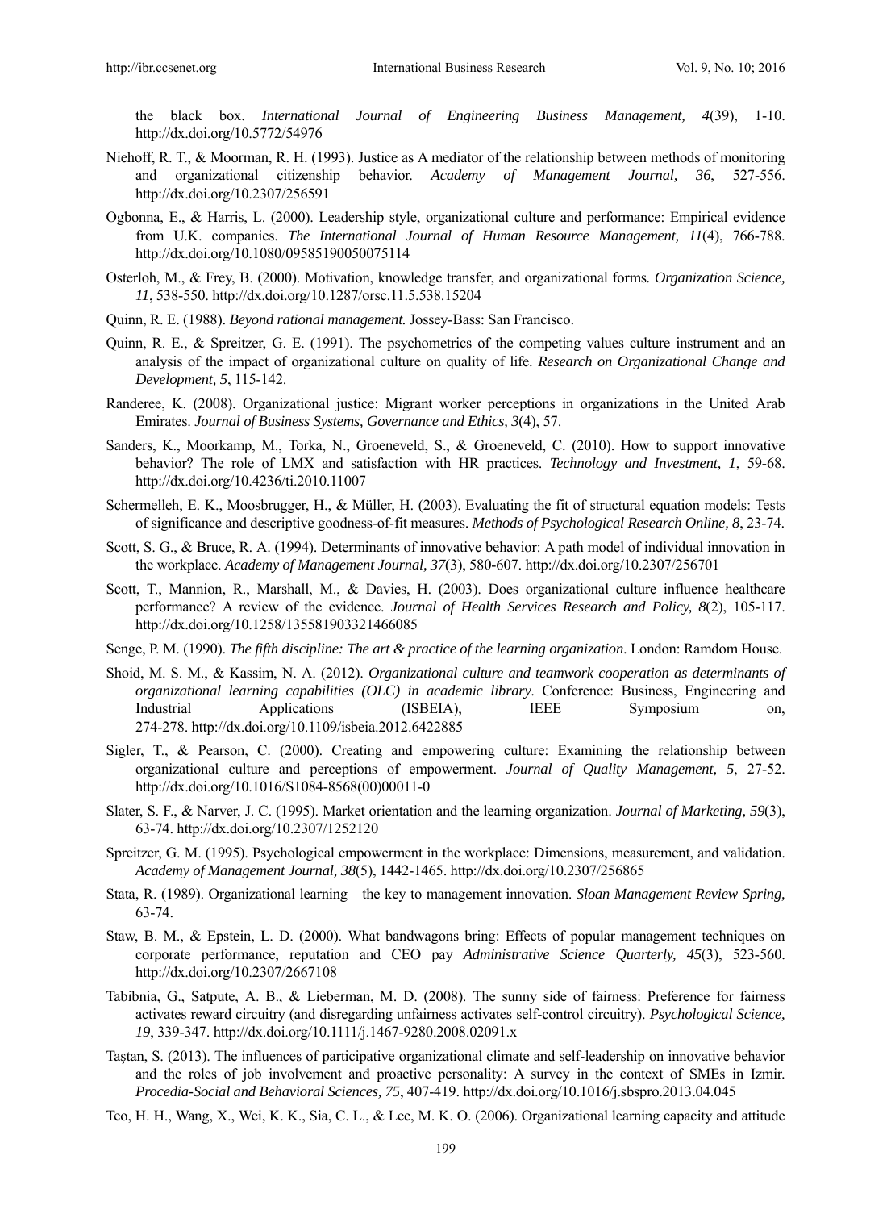the black box. *International Journal of Engineering Business Management, 4*(39), 1-10. http://dx.doi.org/10.5772/54976

Niehoff, R. T., & Moorman, R. H. (1993). Justice as A mediator of the relationship between methods of monitoring and organizational citizenship behavior. *Academy of Management Journal, 36*, 527-556. http://dx.doi.org/10.2307/256591

Ogbonna, E., & Harris, L. (2000). Leadership style, organizational culture and performance: Empirical evidence from U.K. companies. *The International Journal of Human Resource Management, 11*(4), 766-788. http://dx.doi.org/10.1080/09585190050075114

Osterloh, M., & Frey, B. (2000). Motivation, knowledge transfer, and organizational forms. *Organization Science, 11*, 538-550. http://dx.doi.org/10.1287/orsc.11.5.538.15204

Quinn, R. E. (1988). *Beyond rational management.* Jossey-Bass: San Francisco.

Quinn, R. E., & Spreitzer, G. E. (1991). The psychometrics of the competing values culture instrument and an analysis of the impact of organizational culture on quality of life. *Research on Organizational Change and Development, 5*, 115-142.

Randeree, K. (2008). Organizational justice: Migrant worker perceptions in organizations in the United Arab Emirates. *Journal of Business Systems, Governance and Ethics, 3*(4), 57.

Sanders, K., Moorkamp, M., Torka, N., Groeneveld, S., & Groeneveld, C. (2010). How to support innovative behavior? The role of LMX and satisfaction with HR practices. *Technology and Investment, 1*, 59-68. http://dx.doi.org/10.4236/ti.2010.11007

Schermelleh, E. K., Moosbrugger, H., & Müller, H. (2003). Evaluating the fit of structural equation models: Tests of significance and descriptive goodness-of-fit measures. *Methods of Psychological Research Online, 8*, 23-74.

Scott, S. G., & Bruce, R. A. (1994). Determinants of innovative behavior: A path model of individual innovation in the workplace. *Academy of Management Journal, 37*(3), 580-607. http://dx.doi.org/10.2307/256701

Scott, T., Mannion, R., Marshall, M., & Davies, H. (2003). Does organizational culture influence healthcare performance? A review of the evidence. *Journal of Health Services Research and Policy, 8*(2), 105-117. http://dx.doi.org/10.1258/135581903321466085

Senge, P. M. (1990). *The fifth discipline: The art & practice of the learning organization*. London: Ramdom House.

Shoid, M. S. M., & Kassim, N. A. (2012). *Organizational culture and teamwork cooperation as determinants of organizational learning capabilities (OLC) in academic library*. Conference: Business, Engineering and Industrial Applications (ISBEIA), IEEE Symposium on, 274-278. http://dx.doi.org/10.1109/isbeia.2012.6422885

Sigler, T., & Pearson, C. (2000). Creating and empowering culture: Examining the relationship between organizational culture and perceptions of empowerment. *Journal of Quality Management, 5*, 27-52. http://dx.doi.org/10.1016/S1084-8568(00)00011-0

Slater, S. F., & Narver, J. C. (1995). Market orientation and the learning organization. *Journal of Marketing, 59*(3), 63-74. http://dx.doi.org/10.2307/1252120

Spreitzer, G. M. (1995). Psychological empowerment in the workplace: Dimensions, measurement, and validation. *Academy of Management Journal, 38*(5), 1442-1465. http://dx.doi.org/10.2307/256865

Stata, R. (1989). Organizational learning—the key to management innovation. *Sloan Management Review Spring,* 63-74.

Staw, B. M., & Epstein, L. D. (2000). What bandwagons bring: Effects of popular management techniques on corporate performance, reputation and CEO pay *Administrative Science Quarterly, 45*(3), 523-560. http://dx.doi.org/10.2307/2667108

Tabibnia, G., Satpute, A. B., & Lieberman, M. D. (2008). The sunny side of fairness: Preference for fairness activates reward circuitry (and disregarding unfairness activates self-control circuitry). *Psychological Science, 19*, 339-347. http://dx.doi.org/10.1111/j.1467-9280.2008.02091.x

Taştan, S. (2013). The influences of participative organizational climate and self-leadership on innovative behavior and the roles of job involvement and proactive personality: A survey in the context of SMEs in Izmir. *Procedia-Social and Behavioral Sciences, 75*, 407-419. http://dx.doi.org/10.1016/j.sbspro.2013.04.045

Teo, H. H., Wang, X., Wei, K. K., Sia, C. L., & Lee, M. K. O. (2006). Organizational learning capacity and attitude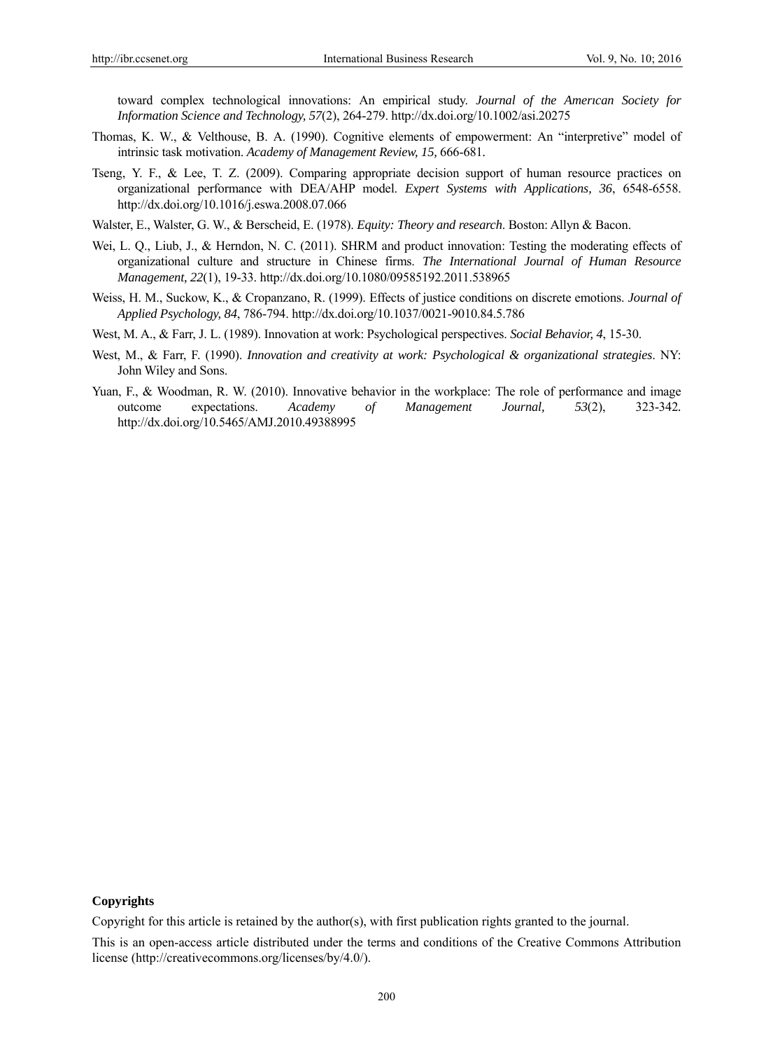toward complex technological innovations: An empirical study. *Journal of the Amerıcan Society for Information Science and Technology, 57*(2), 264-279. http://dx.doi.org/10.1002/asi.20275

Thomas, K. W., & Velthouse, B. A. (1990). Cognitive elements of empowerment: An "interpretive" model of intrinsic task motivation. *Academy of Management Review, 15,* 666-681.

Tseng, Y. F., & Lee, T. Z. (2009). Comparing appropriate decision support of human resource practices on organizational performance with DEA/AHP model. *Expert Systems with Applications, 36*, 6548-6558. http://dx.doi.org/10.1016/j.eswa.2008.07.066

Walster, E., Walster, G. W., & Berscheid, E. (1978). *Equity: Theory and research*. Boston: Allyn & Bacon.

Wei, L. Q., Liub, J., & Herndon, N. C. (2011). SHRM and product innovation: Testing the moderating effects of organizational culture and structure in Chinese firms. *The International Journal of Human Resource Management, 22*(1), 19-33. http://dx.doi.org/10.1080/09585192.2011.538965

Weiss, H. M., Suckow, K., & Cropanzano, R. (1999). Effects of justice conditions on discrete emotions. *Journal of Applied Psychology, 84*, 786-794. http://dx.doi.org/10.1037/0021-9010.84.5.786

West, M. A., & Farr, J. L. (1989). Innovation at work: Psychological perspectives. *Social Behavior, 4*, 15-30.

West, M., & Farr, F. (1990). *Innovation and creativity at work: Psychological & organizational strategies*. NY: John Wiley and Sons.

Yuan, F., & Woodman, R. W. (2010). Innovative behavior in the workplace: The role of performance and image outcome expectations. *Academy of Management Journal, 53*(2), 323-342. http://dx.doi.org/10.5465/AMJ.2010.49388995

**Copyrights**

Copyright for this article is retained by the author(s), with first publication rights granted to the journal.

This is an open-access article distributed under the terms and conditions of the Creative Commons Attribution license (http://creativecommons.org/licenses/by/4.0/).